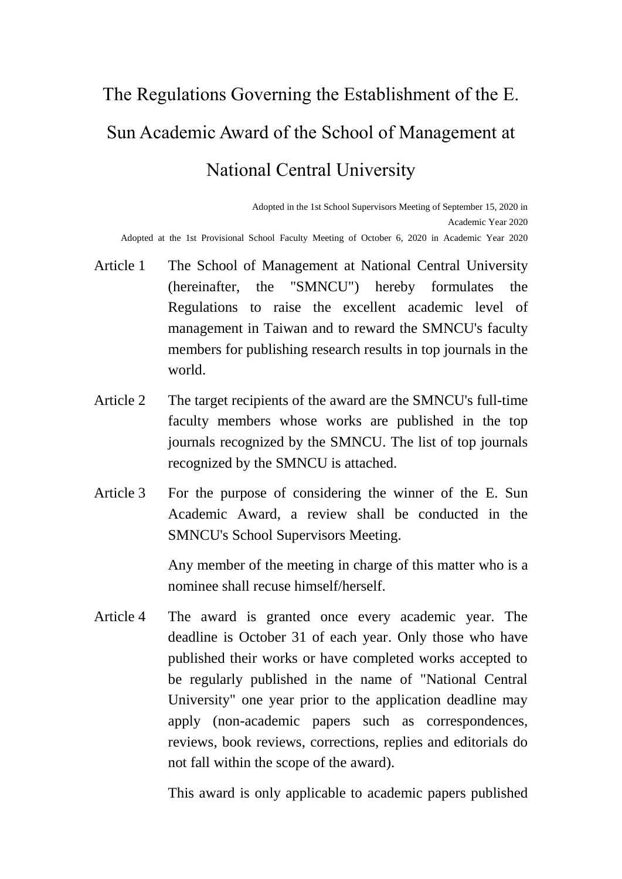# The Regulations Governing the Establishment of the E. Sun Academic Award of the School of Management at National Central University

Adopted in the 1st School Supervisors Meeting of September 15, 2020 in Academic Year 2020

Adopted at the 1st Provisional School Faculty Meeting of October 6, 2020 in Academic Year 2020

Article 1 The School of Management at National Central University (hereinafter, the "SMNCU") hereby formulates the Regulations to raise the excellent academic level of management in Taiwan and to reward the SMNCU's faculty members for publishing research results in top journals in the world.

Article 2 The target recipients of the award are the SMNCU's full-time faculty members whose works are published in the top journals recognized by the SMNCU. The list of top journals recognized by the SMNCU is attached.

Article 3 For the purpose of considering the winner of the E. Sun Academic Award, a review shall be conducted in the SMNCU's School Supervisors Meeting.

Any member of the meeting in charge of this matter who is a nominee shall recuse himself/herself.

Article 4 The award is granted once every academic year. The deadline is October 31 of each year. Only those who have published their works or have completed works accepted to be regularly published in the name of "National Central University" one year prior to the application deadline may apply (non-academic papers such as correspondences, reviews, book reviews, corrections, replies and editorials do not fall within the scope of the award).

This award is only applicable to academic papers published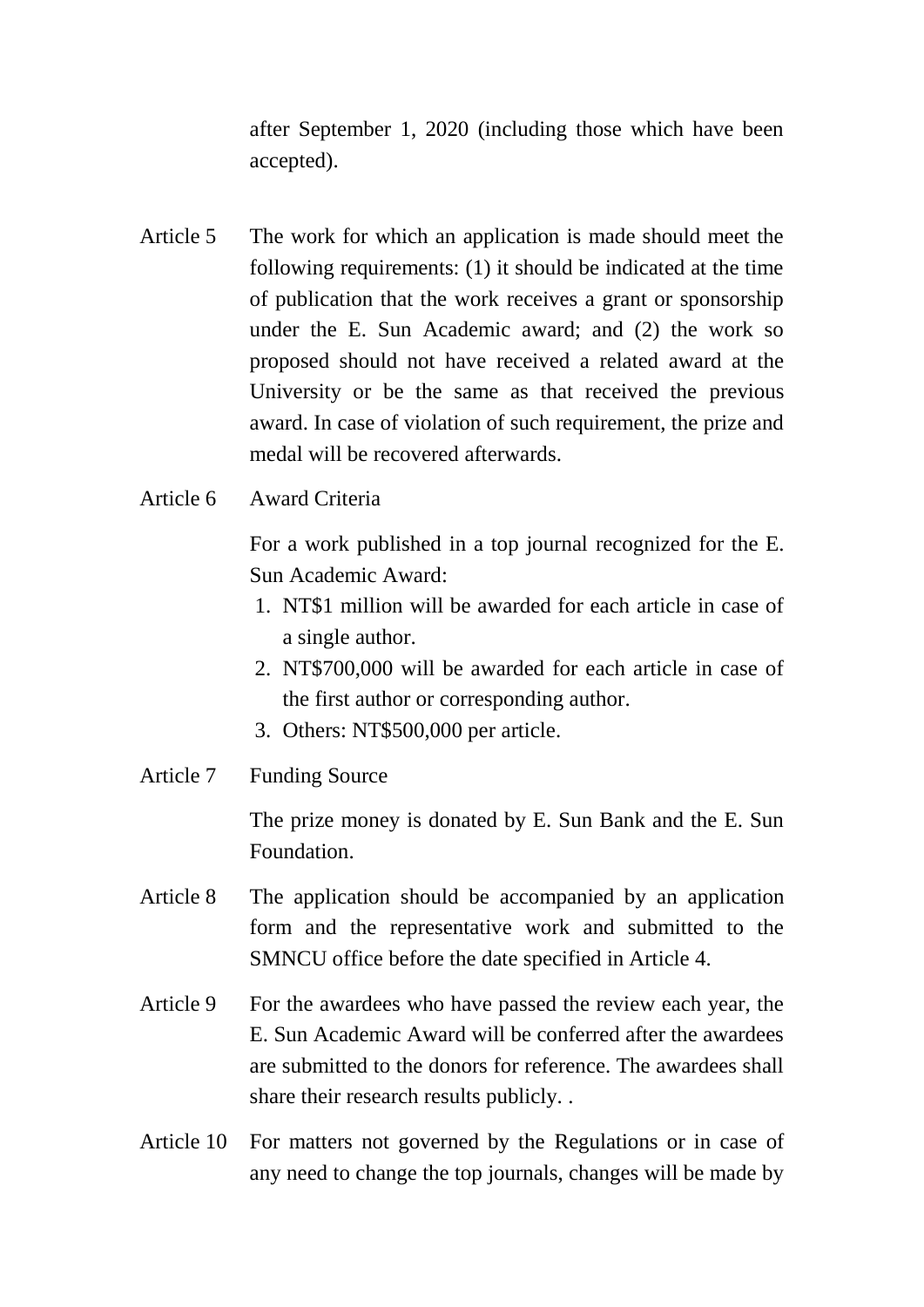after September 1, 2020 (including those which have been accepted).

Article 5 The work for which an application is made should meet the following requirements: (1) it should be indicated at the time of publication that the work receives a grant or sponsorship under the E. Sun Academic award; and (2) the work so proposed should not have received a related award at the University or be the same as that received the previous award. In case of violation of such requirement, the prize and medal will be recovered afterwards.

Article 6 Award Criteria

For a work published in a top journal recognized for the E. Sun Academic Award:

1. NT$1 million will be awarded for each article in case of a single author.
2. NT$700,000 will be awarded for each article in case of the first author or corresponding author.
3. Others: NT$500,000 per article.

Article 7 Funding Source

The prize money is donated by E. Sun Bank and the E. Sun Foundation.

Article 8 The application should be accompanied by an application form and the representative work and submitted to the SMNCU office before the date specified in Article 4.

Article 9 For the awardees who have passed the review each year, the E. Sun Academic Award will be conferred after the awardees are submitted to the donors for reference. The awardees shall share their research results publicly. .

Article 10 For matters not governed by the Regulations or in case of any need to change the top journals, changes will be made by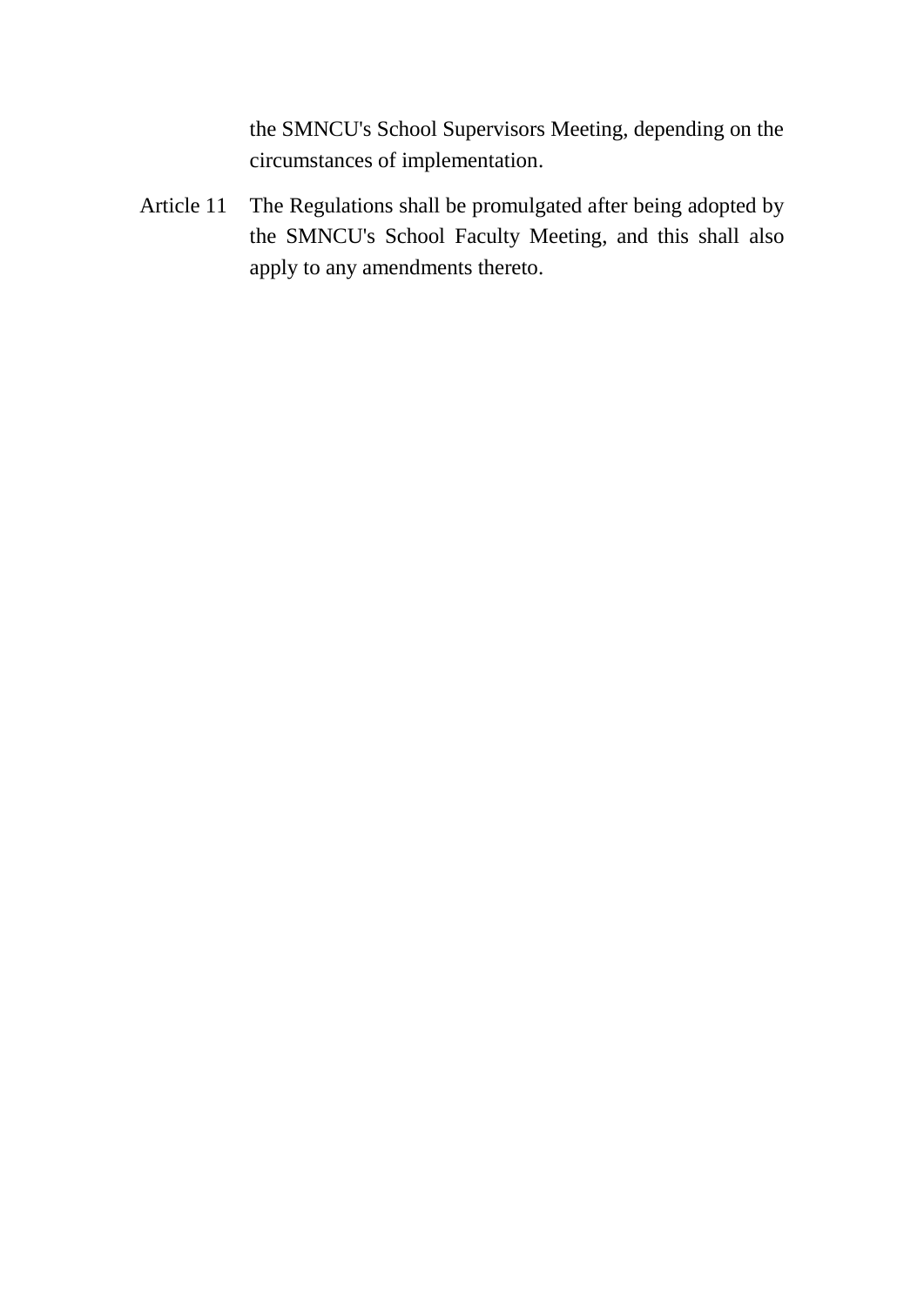the SMNCU's School Supervisors Meeting, depending on the circumstances of implementation.

Article 11 The Regulations shall be promulgated after being adopted by the SMNCU's School Faculty Meeting, and this shall also apply to any amendments thereto.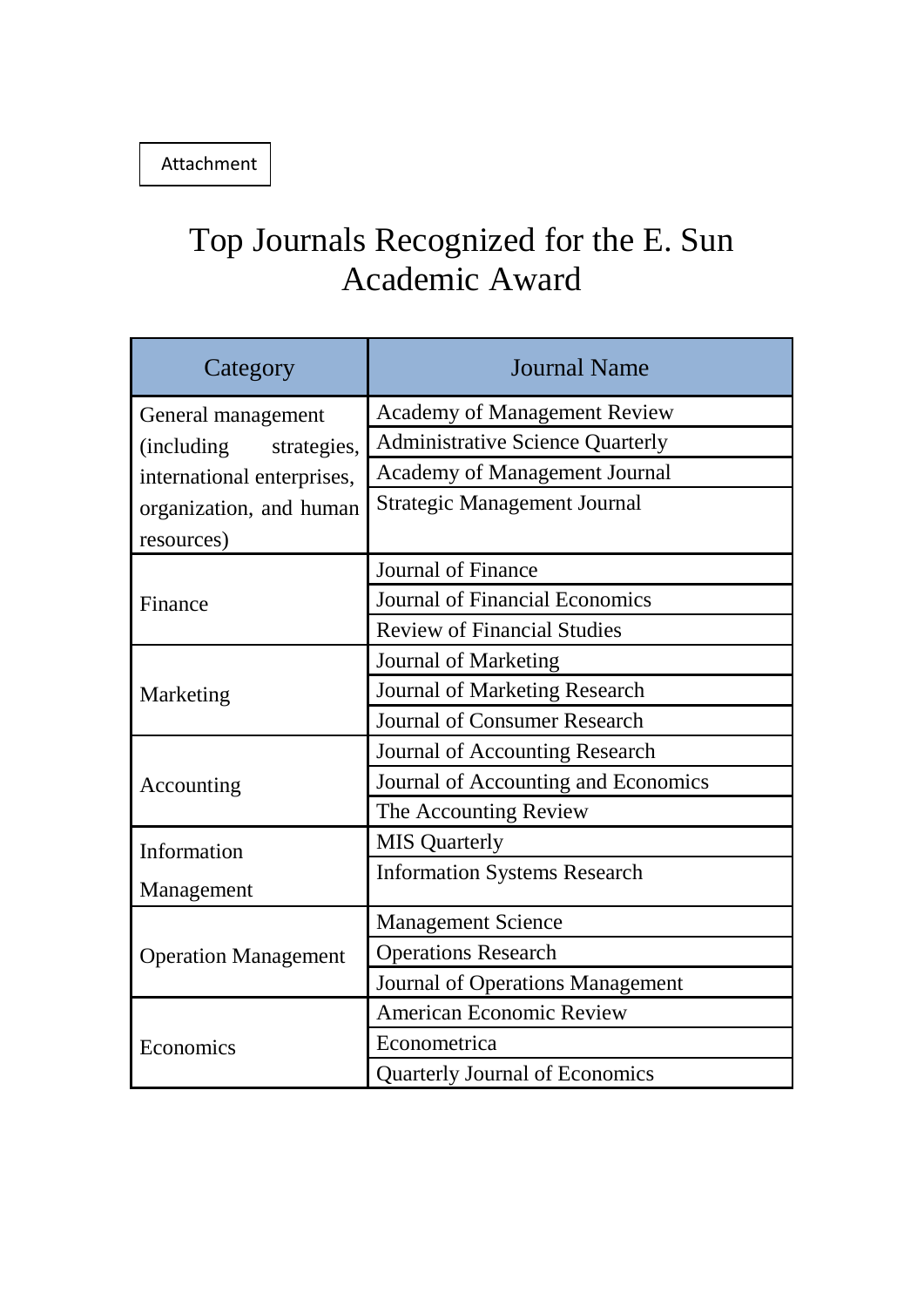Attachment

# Top Journals Recognized for the E. Sun Academic Award

| Category | Journal Name |
|---|---|
| General management (including strategies, international enterprises, organization, and human resources) | Academy of Management Review |
| | Administrative Science Quarterly |
| | Academy of Management Journal |
| | Strategic Management Journal |
| Finance | Journal of Finance |
| | Journal of Financial Economics |
| | Review of Financial Studies |
| Marketing | Journal of Marketing |
| | Journal of Marketing Research |
| | Journal of Consumer Research |
| Accounting | Journal of Accounting Research |
| | Journal of Accounting and Economics |
| | The Accounting Review |
| Information Management | MIS Quarterly |
| | Information Systems Research |
| Operation Management | Management Science |
| | Operations Research |
| | Journal of Operations Management |
| Economics | American Economic Review |
| | Econometrica |
| | Quarterly Journal of Economics |